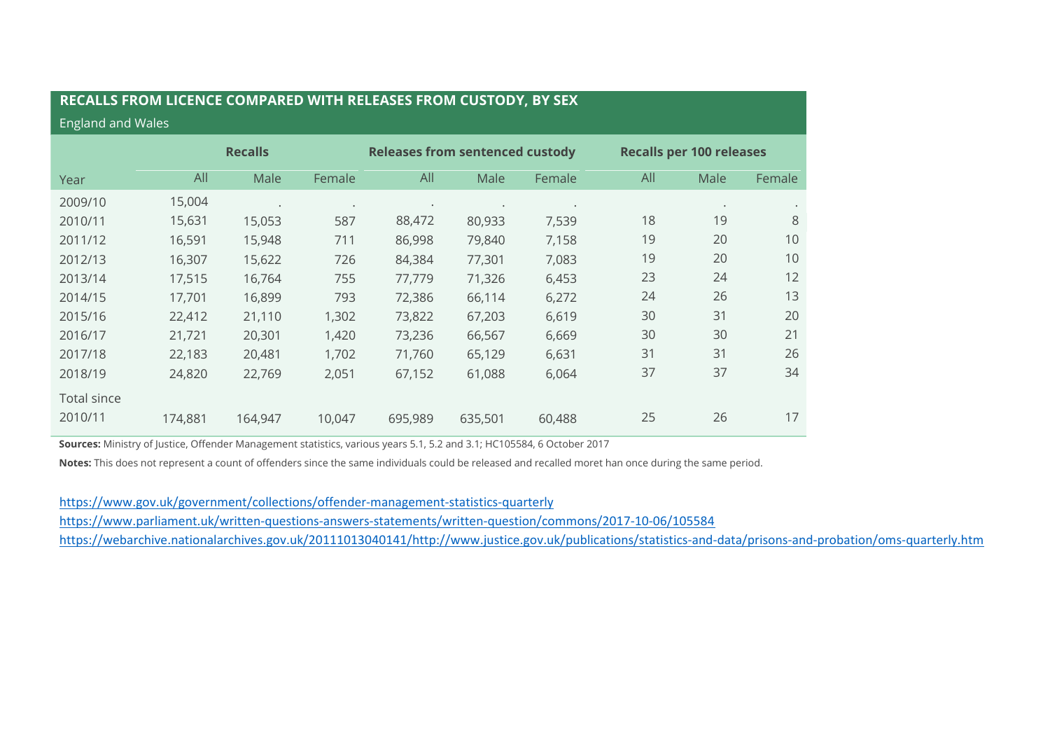## RECALLS FROM LICENCE COMPARED WITH RELEASES FROM CUSTODY, BY SEX

England and Wales

| | Recalls | | | Releases from sentenced custody | | | Recalls per 100 releases | | |
|---|---|---|---|---|---|---|---|---|---|
| Year | All | Male | Female | All | Male | Female | All | Male | Female |
| 2009/10 | 15,004 | . | . | . | . | . | | . | . |
| 2010/11 | 15,631 | 15,053 | 587 | 88,472 | 80,933 | 7,539 | 18 | 19 | 8 |
| 2011/12 | 16,591 | 15,948 | 711 | 86,998 | 79,840 | 7,158 | 19 | 20 | 10 |
| 2012/13 | 16,307 | 15,622 | 726 | 84,384 | 77,301 | 7,083 | 19 | 20 | 10 |
| 2013/14 | 17,515 | 16,764 | 755 | 77,779 | 71,326 | 6,453 | 23 | 24 | 12 |
| 2014/15 | 17,701 | 16,899 | 793 | 72,386 | 66,114 | 6,272 | 24 | 26 | 13 |
| 2015/16 | 22,412 | 21,110 | 1,302 | 73,822 | 67,203 | 6,619 | 30 | 31 | 20 |
| 2016/17 | 21,721 | 20,301 | 1,420 | 73,236 | 66,567 | 6,669 | 30 | 30 | 21 |
| 2017/18 | 22,183 | 20,481 | 1,702 | 71,760 | 65,129 | 6,631 | 31 | 31 | 26 |
| 2018/19 | 24,820 | 22,769 | 2,051 | 67,152 | 61,088 | 6,064 | 37 | 37 | 34 |
| Total since 2010/11 | 174,881 | 164,947 | 10,047 | 695,989 | 635,501 | 60,488 | 25 | 26 | 17 |

**Sources:** Ministry of Justice, Offender Management statistics, various years 5.1, 5.2 and 3.1; HC105584, 6 October 2017

**Notes:** This does not represent a count of offenders since the same individuals could be released and recalled moret han once during the same period.

https://www.gov.uk/government/collections/offender-management-statistics-quarterly

https://www.parliament.uk/written-questions-answers-statements/written-question/commons/2017-10-06/105584

https://webarchive.nationalarchives.gov.uk/20111013040141/http://www.justice.gov.uk/publications/statistics-and-data/prisons-and-probation/oms-quarterly.htm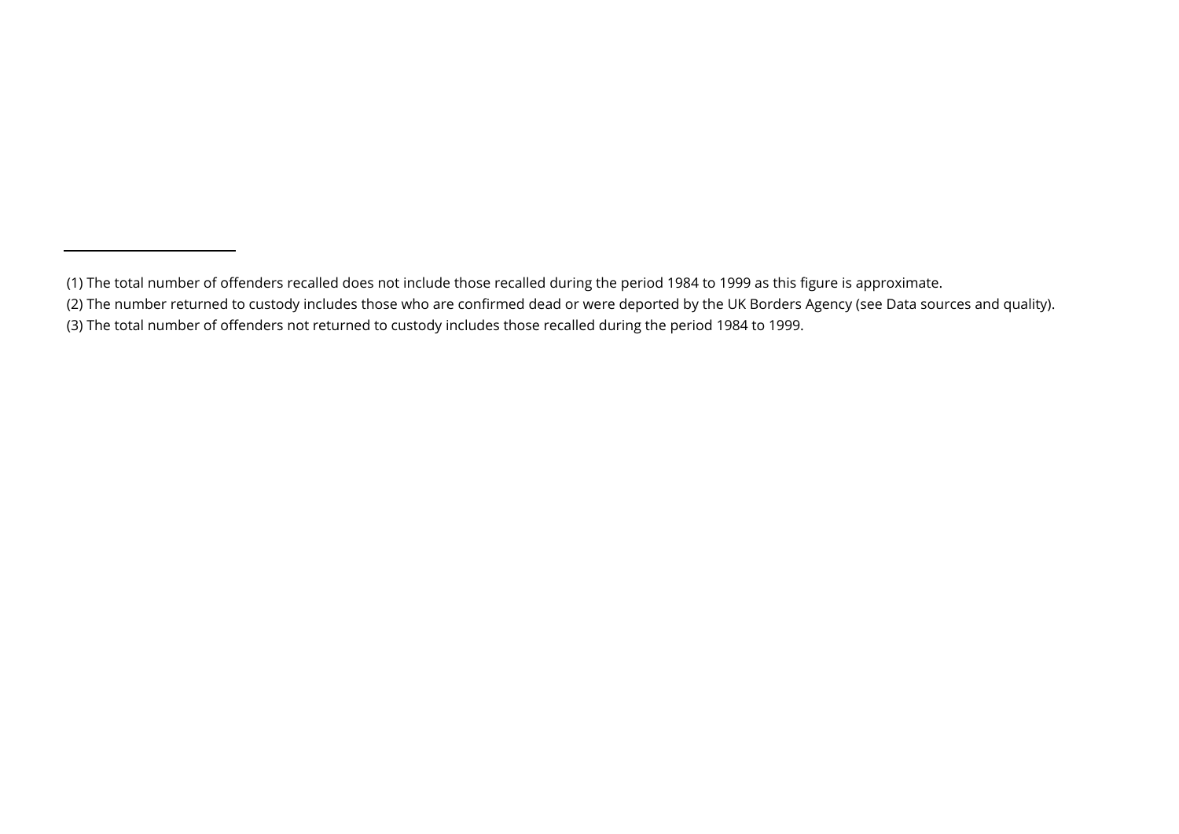(1) The total number of offenders recalled does not include those recalled during the period 1984 to 1999 as this figure is approximate.

(2) The number returned to custody includes those who are confirmed dead or were deported by the UK Borders Agency (see Data sources and quality).

(3) The total number of offenders not returned to custody includes those recalled during the period 1984 to 1999.